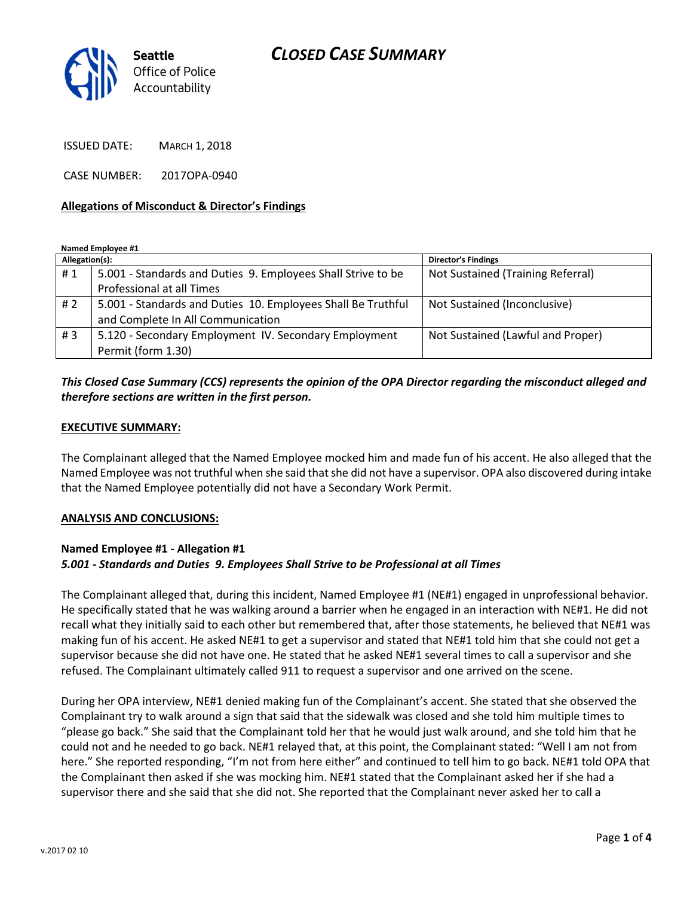Seattle Office of Police Accountability

# CLOSED CASE SUMMARY

ISSUED DATE: MARCH 1, 2018

CASE NUMBER: 2017OPA-0940

### Allegations of Misconduct & Director's Findings

**Named Employee #1**

| Allegation(s): | | Director's Findings |
|---|---|---|
| # 1 | 5.001 - Standards and Duties 9. Employees Shall Strive to be Professional at all Times | Not Sustained (Training Referral) |
| # 2 | 5.001 - Standards and Duties 10. Employees Shall Be Truthful and Complete In All Communication | Not Sustained (Inconclusive) |
| # 3 | 5.120 - Secondary Employment IV. Secondary Employment Permit (form 1.30) | Not Sustained (Lawful and Proper) |

***This Closed Case Summary (CCS) represents the opinion of the OPA Director regarding the misconduct alleged and therefore sections are written in the first person.***

### EXECUTIVE SUMMARY:

The Complainant alleged that the Named Employee mocked him and made fun of his accent. He also alleged that the Named Employee was not truthful when she said that she did not have a supervisor. OPA also discovered during intake that the Named Employee potentially did not have a Secondary Work Permit.

### ANALYSIS AND CONCLUSIONS:

**Named Employee #1 - Allegation #1**
***5.001 - Standards and Duties 9. Employees Shall Strive to be Professional at all Times***

The Complainant alleged that, during this incident, Named Employee #1 (NE#1) engaged in unprofessional behavior. He specifically stated that he was walking around a barrier when he engaged in an interaction with NE#1. He did not recall what they initially said to each other but remembered that, after those statements, he believed that NE#1 was making fun of his accent. He asked NE#1 to get a supervisor and stated that NE#1 told him that she could not get a supervisor because she did not have one. He stated that he asked NE#1 several times to call a supervisor and she refused. The Complainant ultimately called 911 to request a supervisor and one arrived on the scene.

During her OPA interview, NE#1 denied making fun of the Complainant's accent. She stated that she observed the Complainant try to walk around a sign that said that the sidewalk was closed and she told him multiple times to "please go back." She said that the Complainant told her that he would just walk around, and she told him that he could not and he needed to go back. NE#1 relayed that, at this point, the Complainant stated: "Well I am not from here." She reported responding, "I'm not from here either" and continued to tell him to go back. NE#1 told OPA that the Complainant then asked if she was mocking him. NE#1 stated that the Complainant asked her if she had a supervisor there and she said that she did not. She reported that the Complainant never asked her to call a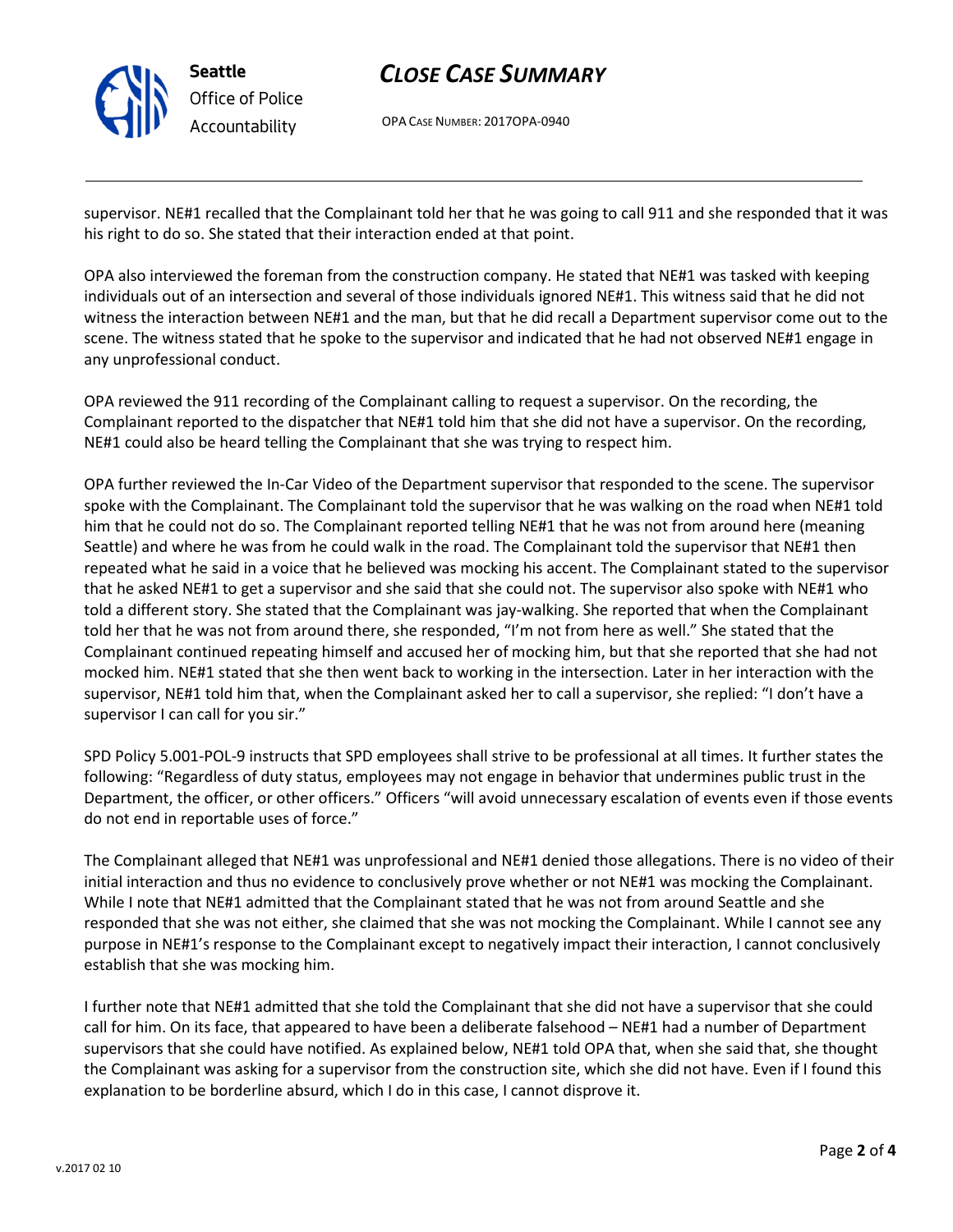supervisor. NE#1 recalled that the Complainant told her that he was going to call 911 and she responded that it was his right to do so. She stated that their interaction ended at that point.

OPA also interviewed the foreman from the construction company. He stated that NE#1 was tasked with keeping individuals out of an intersection and several of those individuals ignored NE#1. This witness said that he did not witness the interaction between NE#1 and the man, but that he did recall a Department supervisor come out to the scene. The witness stated that he spoke to the supervisor and indicated that he had not observed NE#1 engage in any unprofessional conduct.

OPA reviewed the 911 recording of the Complainant calling to request a supervisor. On the recording, the Complainant reported to the dispatcher that NE#1 told him that she did not have a supervisor. On the recording, NE#1 could also be heard telling the Complainant that she was trying to respect him.

OPA further reviewed the In-Car Video of the Department supervisor that responded to the scene. The supervisor spoke with the Complainant. The Complainant told the supervisor that he was walking on the road when NE#1 told him that he could not do so. The Complainant reported telling NE#1 that he was not from around here (meaning Seattle) and where he was from he could walk in the road. The Complainant told the supervisor that NE#1 then repeated what he said in a voice that he believed was mocking his accent. The Complainant stated to the supervisor that he asked NE#1 to get a supervisor and she said that she could not. The supervisor also spoke with NE#1 who told a different story. She stated that the Complainant was jay-walking. She reported that when the Complainant told her that he was not from around there, she responded, "I'm not from here as well." She stated that the Complainant continued repeating himself and accused her of mocking him, but that she reported that she had not mocked him. NE#1 stated that she then went back to working in the intersection. Later in her interaction with the supervisor, NE#1 told him that, when the Complainant asked her to call a supervisor, she replied: "I don't have a supervisor I can call for you sir."

SPD Policy 5.001-POL-9 instructs that SPD employees shall strive to be professional at all times. It further states the following: "Regardless of duty status, employees may not engage in behavior that undermines public trust in the Department, the officer, or other officers." Officers "will avoid unnecessary escalation of events even if those events do not end in reportable uses of force."

The Complainant alleged that NE#1 was unprofessional and NE#1 denied those allegations. There is no video of their initial interaction and thus no evidence to conclusively prove whether or not NE#1 was mocking the Complainant. While I note that NE#1 admitted that the Complainant stated that he was not from around Seattle and she responded that she was not either, she claimed that she was not mocking the Complainant. While I cannot see any purpose in NE#1's response to the Complainant except to negatively impact their interaction, I cannot conclusively establish that she was mocking him.

I further note that NE#1 admitted that she told the Complainant that she did not have a supervisor that she could call for him. On its face, that appeared to have been a deliberate falsehood – NE#1 had a number of Department supervisors that she could have notified. As explained below, NE#1 told OPA that, when she said that, she thought the Complainant was asking for a supervisor from the construction site, which she did not have. Even if I found this explanation to be borderline absurd, which I do in this case, I cannot disprove it.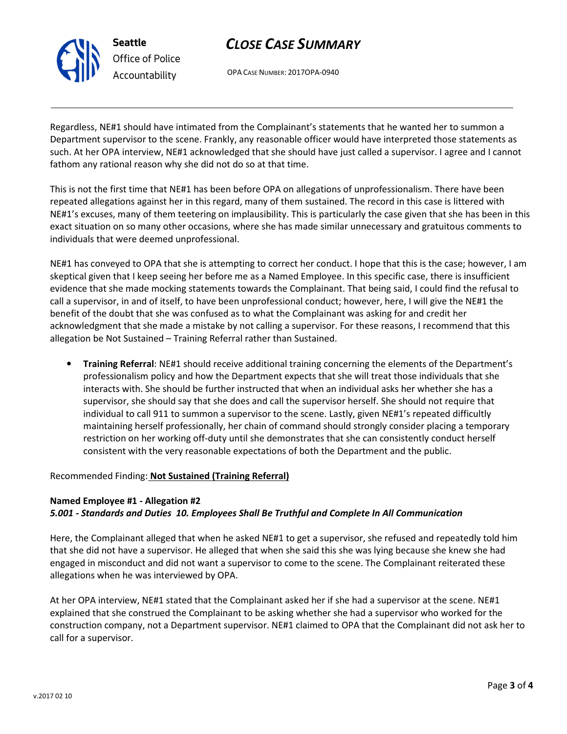Regardless, NE#1 should have intimated from the Complainant's statements that he wanted her to summon a Department supervisor to the scene. Frankly, any reasonable officer would have interpreted those statements as such. At her OPA interview, NE#1 acknowledged that she should have just called a supervisor. I agree and I cannot fathom any rational reason why she did not do so at that time.

This is not the first time that NE#1 has been before OPA on allegations of unprofessionalism. There have been repeated allegations against her in this regard, many of them sustained. The record in this case is littered with NE#1's excuses, many of them teetering on implausibility. This is particularly the case given that she has been in this exact situation on so many other occasions, where she has made similar unnecessary and gratuitous comments to individuals that were deemed unprofessional.

NE#1 has conveyed to OPA that she is attempting to correct her conduct. I hope that this is the case; however, I am skeptical given that I keep seeing her before me as a Named Employee. In this specific case, there is insufficient evidence that she made mocking statements towards the Complainant. That being said, I could find the refusal to call a supervisor, in and of itself, to have been unprofessional conduct; however, here, I will give the NE#1 the benefit of the doubt that she was confused as to what the Complainant was asking for and credit her acknowledgment that she made a mistake by not calling a supervisor. For these reasons, I recommend that this allegation be Not Sustained – Training Referral rather than Sustained.

- **Training Referral**: NE#1 should receive additional training concerning the elements of the Department's professionalism policy and how the Department expects that she will treat those individuals that she interacts with. She should be further instructed that when an individual asks her whether she has a supervisor, she should say that she does and call the supervisor herself. She should not require that individual to call 911 to summon a supervisor to the scene. Lastly, given NE#1's repeated difficultly maintaining herself professionally, her chain of command should strongly consider placing a temporary restriction on her working off-duty until she demonstrates that she can consistently conduct herself consistent with the very reasonable expectations of both the Department and the public.

Recommended Finding: **Not Sustained (Training Referral)**

**Named Employee #1 - Allegation #2**
***5.001 - Standards and Duties 10. Employees Shall Be Truthful and Complete In All Communication***

Here, the Complainant alleged that when he asked NE#1 to get a supervisor, she refused and repeatedly told him that she did not have a supervisor. He alleged that when she said this she was lying because she knew she had engaged in misconduct and did not want a supervisor to come to the scene. The Complainant reiterated these allegations when he was interviewed by OPA.

At her OPA interview, NE#1 stated that the Complainant asked her if she had a supervisor at the scene. NE#1 explained that she construed the Complainant to be asking whether she had a supervisor who worked for the construction company, not a Department supervisor. NE#1 claimed to OPA that the Complainant did not ask her to call for a supervisor.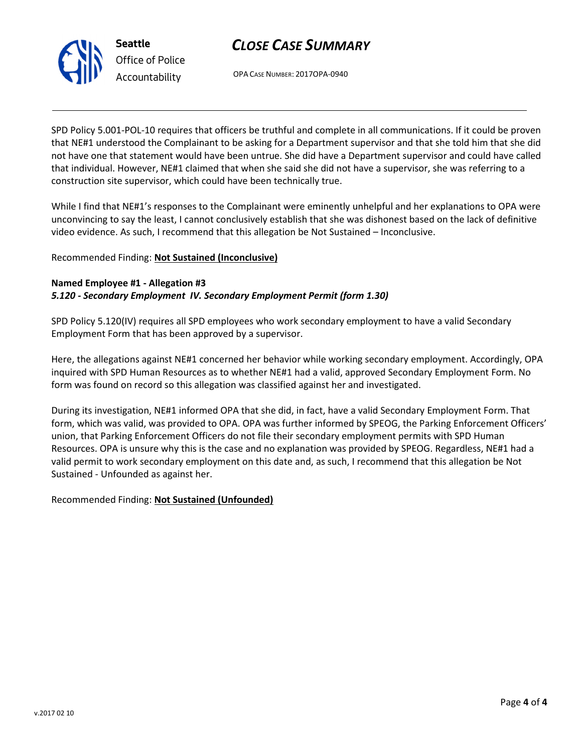SPD Policy 5.001-POL-10 requires that officers be truthful and complete in all communications. If it could be proven that NE#1 understood the Complainant to be asking for a Department supervisor and that she told him that she did not have one that statement would have been untrue. She did have a Department supervisor and could have called that individual. However, NE#1 claimed that when she said she did not have a supervisor, she was referring to a construction site supervisor, which could have been technically true.

While I find that NE#1's responses to the Complainant were eminently unhelpful and her explanations to OPA were unconvincing to say the least, I cannot conclusively establish that she was dishonest based on the lack of definitive video evidence. As such, I recommend that this allegation be Not Sustained – Inconclusive.

Recommended Finding: **Not Sustained (Inconclusive)**

**Named Employee #1 - Allegation #3**
***5.120 - Secondary Employment IV. Secondary Employment Permit (form 1.30)***

SPD Policy 5.120(IV) requires all SPD employees who work secondary employment to have a valid Secondary Employment Form that has been approved by a supervisor.

Here, the allegations against NE#1 concerned her behavior while working secondary employment. Accordingly, OPA inquired with SPD Human Resources as to whether NE#1 had a valid, approved Secondary Employment Form. No form was found on record so this allegation was classified against her and investigated.

During its investigation, NE#1 informed OPA that she did, in fact, have a valid Secondary Employment Form. That form, which was valid, was provided to OPA. OPA was further informed by SPEOG, the Parking Enforcement Officers' union, that Parking Enforcement Officers do not file their secondary employment permits with SPD Human Resources. OPA is unsure why this is the case and no explanation was provided by SPEOG. Regardless, NE#1 had a valid permit to work secondary employment on this date and, as such, I recommend that this allegation be Not Sustained - Unfounded as against her.

Recommended Finding: **Not Sustained (Unfounded)**